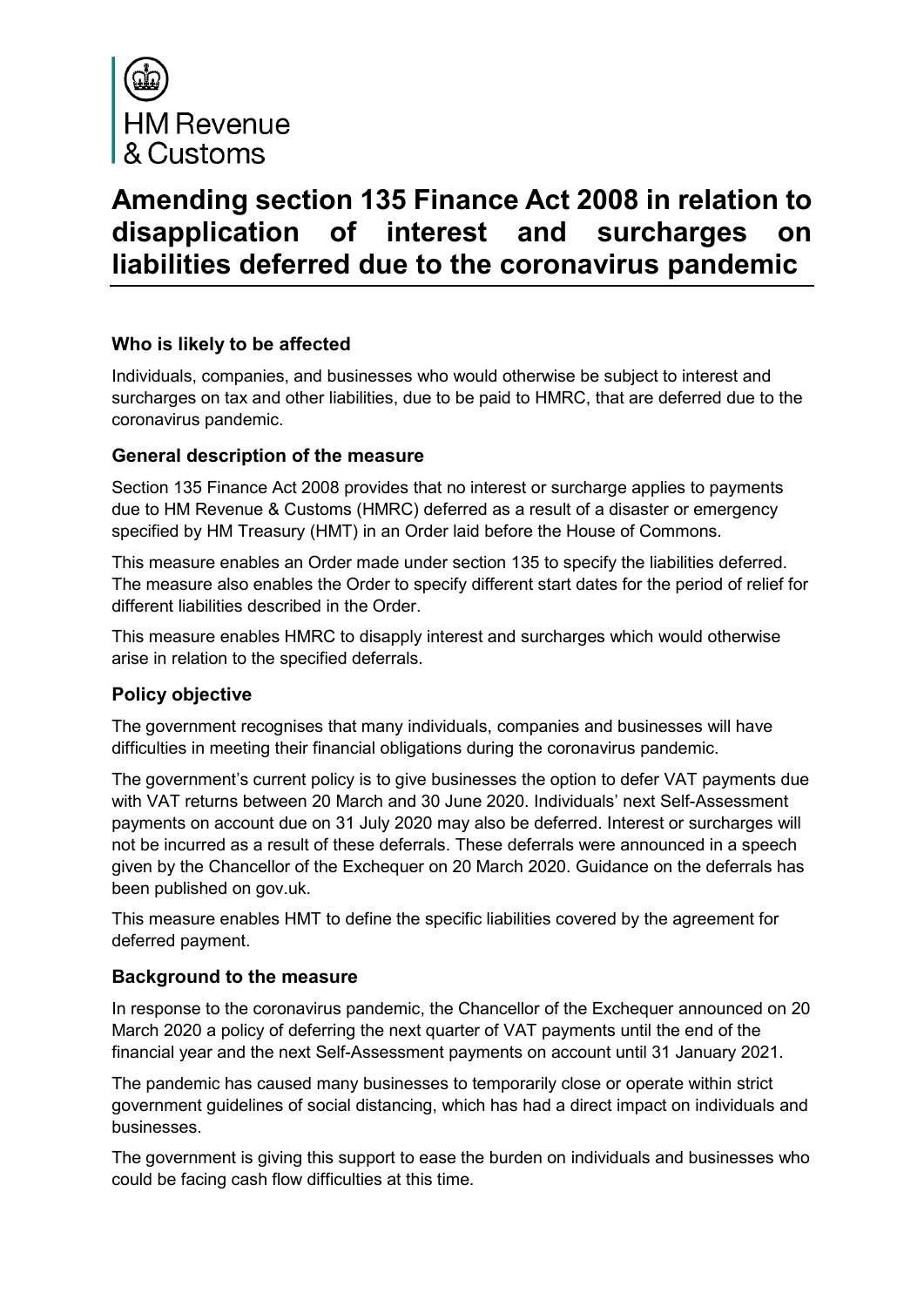HM Revenue & Customs

# Amending section 135 Finance Act 2008 in relation to disapplication of interest and surcharges on liabilities deferred due to the coronavirus pandemic

### Who is likely to be affected

Individuals, companies, and businesses who would otherwise be subject to interest and surcharges on tax and other liabilities, due to be paid to HMRC, that are deferred due to the coronavirus pandemic.

### General description of the measure

Section 135 Finance Act 2008 provides that no interest or surcharge applies to payments due to HM Revenue & Customs (HMRC) deferred as a result of a disaster or emergency specified by HM Treasury (HMT) in an Order laid before the House of Commons.

This measure enables an Order made under section 135 to specify the liabilities deferred. The measure also enables the Order to specify different start dates for the period of relief for different liabilities described in the Order.

This measure enables HMRC to disapply interest and surcharges which would otherwise arise in relation to the specified deferrals.

### Policy objective

The government recognises that many individuals, companies and businesses will have difficulties in meeting their financial obligations during the coronavirus pandemic.

The government's current policy is to give businesses the option to defer VAT payments due with VAT returns between 20 March and 30 June 2020. Individuals' next Self-Assessment payments on account due on 31 July 2020 may also be deferred. Interest or surcharges will not be incurred as a result of these deferrals. These deferrals were announced in a speech given by the Chancellor of the Exchequer on 20 March 2020. Guidance on the deferrals has been published on gov.uk.

This measure enables HMT to define the specific liabilities covered by the agreement for deferred payment.

### Background to the measure

In response to the coronavirus pandemic, the Chancellor of the Exchequer announced on 20 March 2020 a policy of deferring the next quarter of VAT payments until the end of the financial year and the next Self-Assessment payments on account until 31 January 2021.

The pandemic has caused many businesses to temporarily close or operate within strict government guidelines of social distancing, which has had a direct impact on individuals and businesses.

The government is giving this support to ease the burden on individuals and businesses who could be facing cash flow difficulties at this time.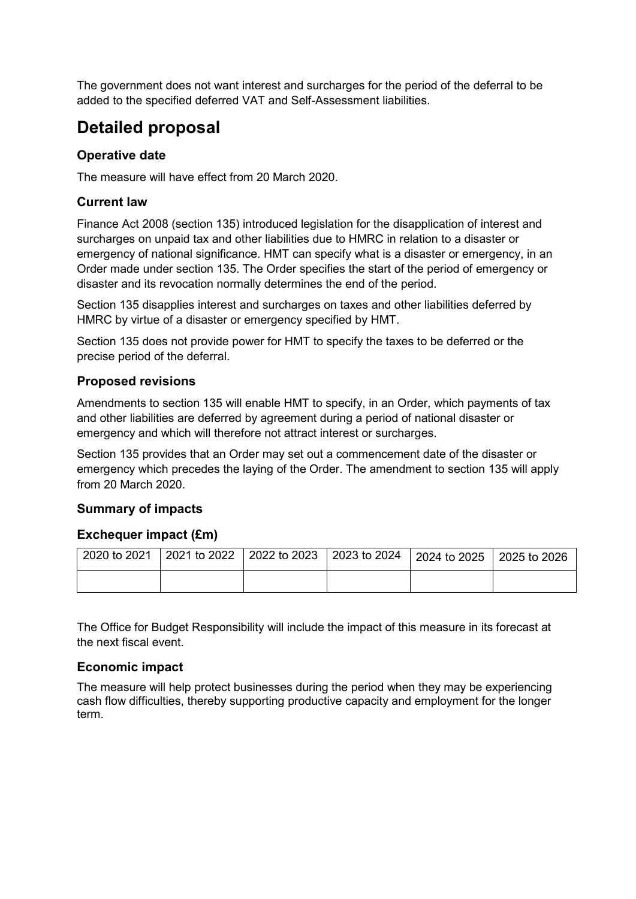The government does not want interest and surcharges for the period of the deferral to be added to the specified deferred VAT and Self-Assessment liabilities.

# Detailed proposal

### Operative date

The measure will have effect from 20 March 2020.

### Current law

Finance Act 2008 (section 135) introduced legislation for the disapplication of interest and surcharges on unpaid tax and other liabilities due to HMRC in relation to a disaster or emergency of national significance. HMT can specify what is a disaster or emergency, in an Order made under section 135. The Order specifies the start of the period of emergency or disaster and its revocation normally determines the end of the period.

Section 135 disapplies interest and surcharges on taxes and other liabilities deferred by HMRC by virtue of a disaster or emergency specified by HMT.

Section 135 does not provide power for HMT to specify the taxes to be deferred or the precise period of the deferral.

### Proposed revisions

Amendments to section 135 will enable HMT to specify, in an Order, which payments of tax and other liabilities are deferred by agreement during a period of national disaster or emergency and which will therefore not attract interest or surcharges.

Section 135 provides that an Order may set out a commencement date of the disaster or emergency which precedes the laying of the Order. The amendment to section 135 will apply from 20 March 2020.

### Summary of impacts

### Exchequer impact (£m)

| 2020 to 2021 | 2021 to 2022 | 2022 to 2023 | 2023 to 2024 | 2024 to 2025 | 2025 to 2026 |
|---|---|---|---|---|---|
| | | | | | |

The Office for Budget Responsibility will include the impact of this measure in its forecast at the next fiscal event.

### Economic impact

The measure will help protect businesses during the period when they may be experiencing cash flow difficulties, thereby supporting productive capacity and employment for the longer term.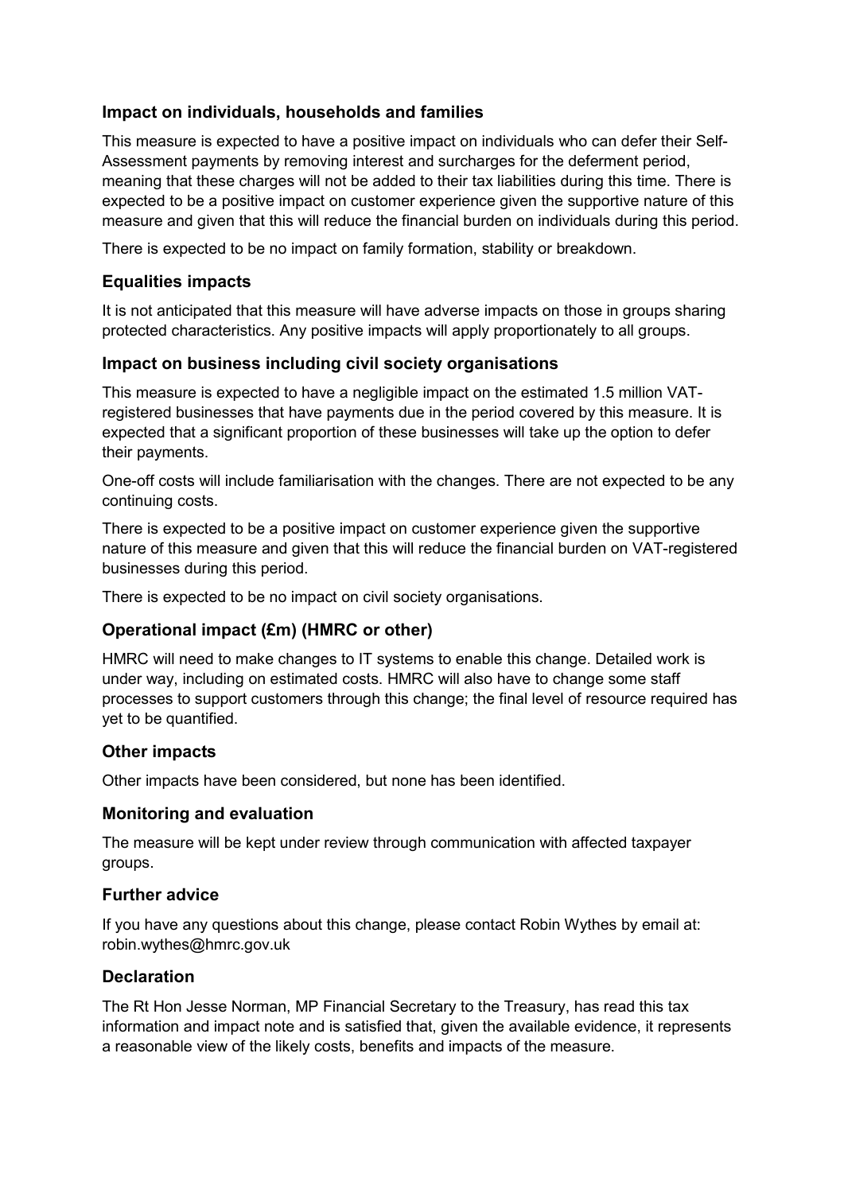### Impact on individuals, households and families

This measure is expected to have a positive impact on individuals who can defer their Self-Assessment payments by removing interest and surcharges for the deferment period, meaning that these charges will not be added to their tax liabilities during this time. There is expected to be a positive impact on customer experience given the supportive nature of this measure and given that this will reduce the financial burden on individuals during this period.

There is expected to be no impact on family formation, stability or breakdown.

### Equalities impacts

It is not anticipated that this measure will have adverse impacts on those in groups sharing protected characteristics. Any positive impacts will apply proportionately to all groups.

### Impact on business including civil society organisations

This measure is expected to have a negligible impact on the estimated 1.5 million VAT-registered businesses that have payments due in the period covered by this measure. It is expected that a significant proportion of these businesses will take up the option to defer their payments.

One-off costs will include familiarisation with the changes. There are not expected to be any continuing costs.

There is expected to be a positive impact on customer experience given the supportive nature of this measure and given that this will reduce the financial burden on VAT-registered businesses during this period.

There is expected to be no impact on civil society organisations.

### Operational impact (£m) (HMRC or other)

HMRC will need to make changes to IT systems to enable this change. Detailed work is under way, including on estimated costs. HMRC will also have to change some staff processes to support customers through this change; the final level of resource required has yet to be quantified.

### Other impacts

Other impacts have been considered, but none has been identified.

### Monitoring and evaluation

The measure will be kept under review through communication with affected taxpayer groups.

### Further advice

If you have any questions about this change, please contact Robin Wythes by email at: robin.wythes@hmrc.gov.uk

### Declaration

The Rt Hon Jesse Norman, MP Financial Secretary to the Treasury, has read this tax information and impact note and is satisfied that, given the available evidence, it represents a reasonable view of the likely costs, benefits and impacts of the measure.